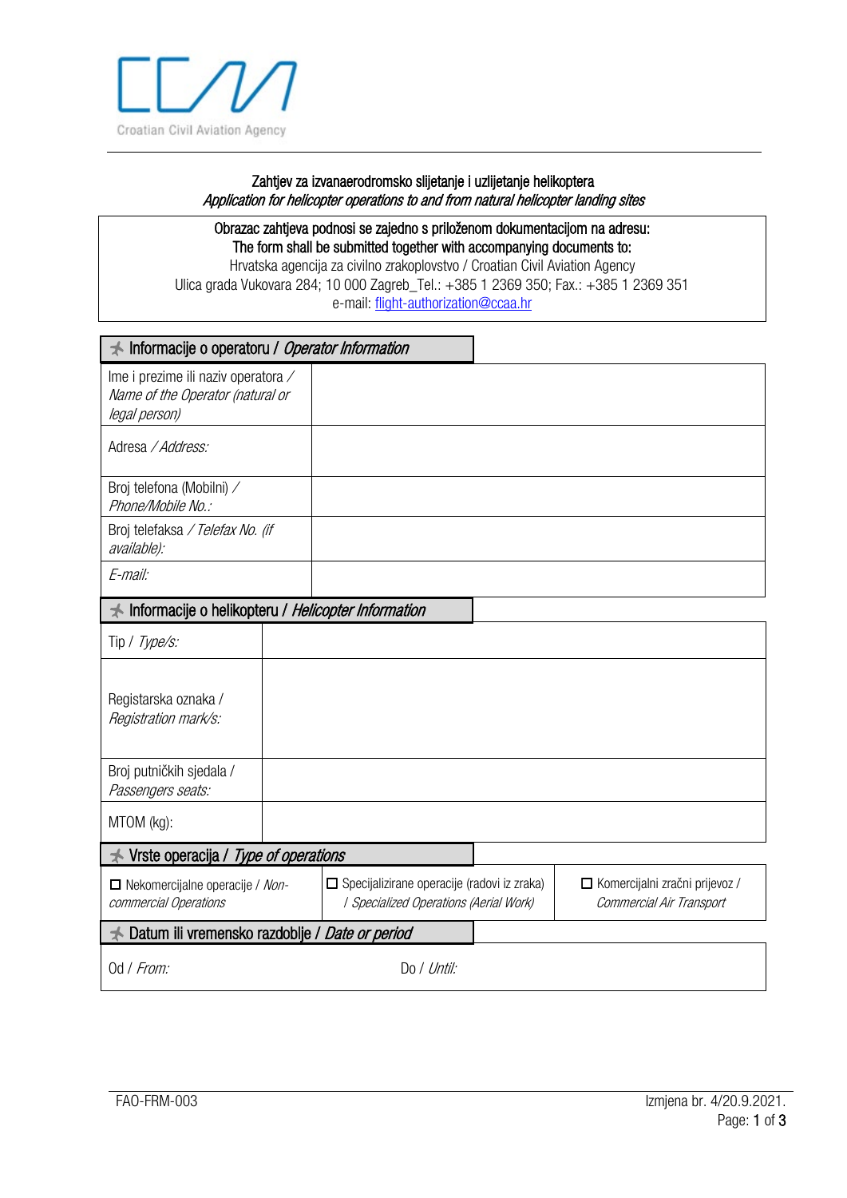Croatian Civil Aviation Agency

## Zahtjev za izvanaerodromsko slijetanje i uzlijetanje helikoptera
## *Application for helicopter operations to and from natural helicopter landing sites*

**Obrazac zahtjeva podnosi se zajedno s priloženom dokumentacijom na adresu:**
**The form shall be submitted together with accompanying documents to:**
Hrvatska agencija za civilno zrakoplovstvo / Croatian Civil Aviation Agency
Ulica grada Vukovara 284; 10 000 Zagreb_Tel.: +385 1 2369 350; Fax.: +385 1 2369 351
e-mail: flight-authorization@ccaa.hr

### Informacije o operatoru / *Operator Information*

| | |
|---|---|
| Ime i prezime ili naziv operatora / *Name of the Operator (natural or legal person)* | |
| Adresa / *Address:* | |
| Broj telefona (Mobilni) / *Phone/Mobile No.:* | |
| Broj telefaksa / *Telefax No. (if available):* | |
| *E-mail:* | |

### Informacije o helikopteru / *Helicopter Information*

| | |
|---|---|
| Tip / *Type/s:* | |
| Registarska oznaka / *Registration mark/s:* | |
| Broj putničkih sjedala / *Passengers seats:* | |
| MTOM (kg): | |

### Vrste operacija / *Type of operations*

| | | |
|---|---|---|
| ☐ Nekomercijalne operacije / *Non-commercial Operations* | ☐ Specijalizirane operacije (radovi iz zraka) / *Specialized Operations (Aerial Work)* | ☐ Komercijalni zračni prijevoz / *Commercial Air Transport* |

### Datum ili vremensko razdoblje / *Date or period*

| | |
|---|---|
| Od / *From:* | Do / *Until:* |

FAO-FRM-003 | Izmjena br. 4/20.9.2021.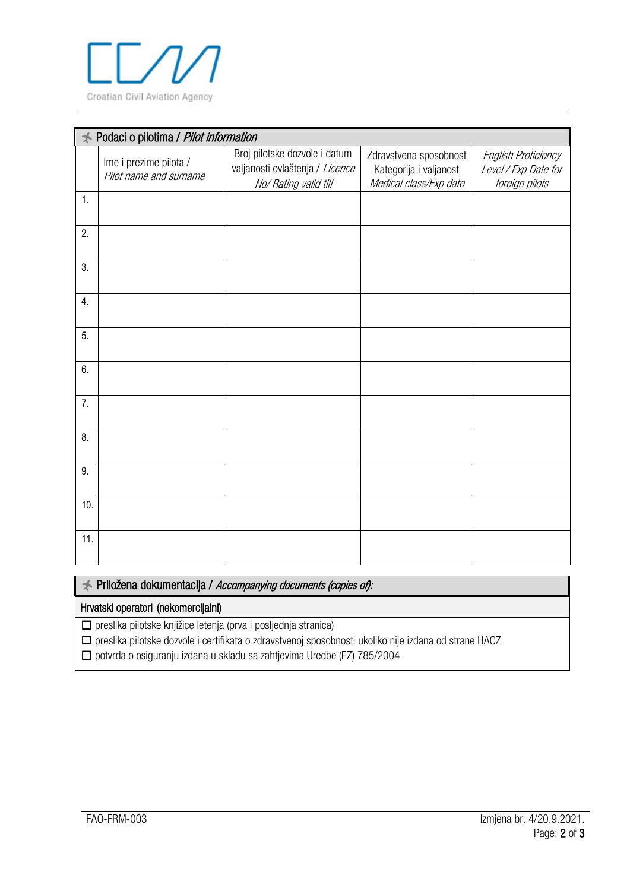## Podaci o pilotima / *Pilot information*

| | Ime i prezime pilota / *Pilot name and surname* | Broj pilotske dozvole i datum valjanosti ovlaštenja / *Licence No/ Rating valid till* | Zdravstvena sposobnost Kategorija i valjanost *Medical class/Exp date* | *English Proficiency Level / Exp Date for foreign pilots* |
|---|---|---|---|---|
| 1. | | | | |
| 2. | | | | |
| 3. | | | | |
| 4. | | | | |
| 5. | | | | |
| 6. | | | | |
| 7. | | | | |
| 8. | | | | |
| 9. | | | | |
| 10. | | | | |
| 11. | | | | |

## Priložena dokumentacija / *Accompanying documents (copies of):*

**Hrvatski operatori (nekomercijalni)**

- ☐ preslika pilotske knjižice letenja (prva i posljednja stranica)
- ☐ preslika pilotske dozvole i certifikata o zdravstvenoj sposobnosti ukoliko nije izdana od strane HACZ
- ☐ potvrda o osiguranju izdana u skladu sa zahtjevima Uredbe (EZ) 785/2004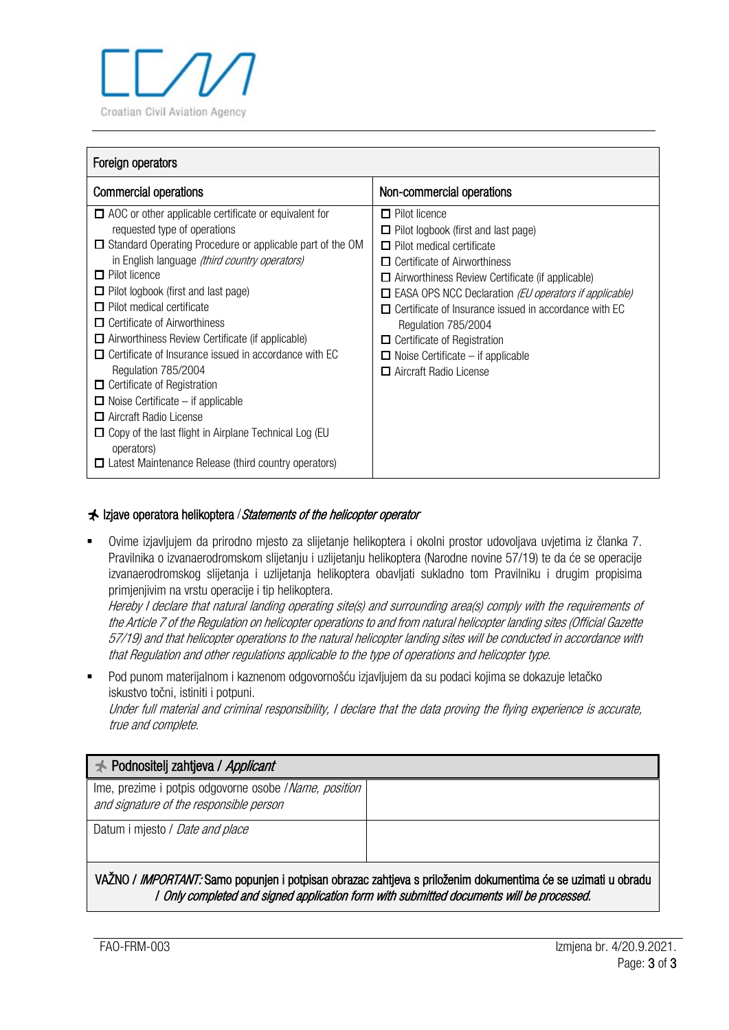Croatian Civil Aviation Agency

| Foreign operators | |
|---|---|
| **Commercial operations** | **Non-commercial operations** |
| ☐ AOC or other applicable certificate or equivalent for requested type of operations<br>☐ Standard Operating Procedure or applicable part of the OM in English language *(third country operators)*<br>☐ Pilot licence<br>☐ Pilot logbook (first and last page)<br>☐ Pilot medical certificate<br>☐ Certificate of Airworthiness<br>☐ Airworthiness Review Certificate (if applicable)<br>☐ Certificate of Insurance issued in accordance with EC Regulation 785/2004<br>☐ Certificate of Registration<br>☐ Noise Certificate – if applicable<br>☐ Aircraft Radio License<br>☐ Copy of the last flight in Airplane Technical Log (EU operators)<br>☐ Latest Maintenance Release (third country operators) | ☐ Pilot licence<br>☐ Pilot logbook (first and last page)<br>☐ Pilot medical certificate<br>☐ Certificate of Airworthiness<br>☐ Airworthiness Review Certificate (if applicable)<br>☐ EASA OPS NCC Declaration *(EU operators if applicable)*<br>☐ Certificate of Insurance issued in accordance with EC Regulation 785/2004<br>☐ Certificate of Registration<br>☐ Noise Certificate – if applicable<br>☐ Aircraft Radio License |

## Izjave operatora helikoptera / *Statements of the helicopter operator*

- Ovime izjavljujem da prirodno mjesto za slijetanje helikoptera i okolni prostor udovoljava uvjetima iz članka 7. Pravilnika o izvanaerodromskom slijetanju i uzlijetanju helikoptera (Narodne novine 57/19) te da će se operacije izvanaerodromskog slijetanja i uzlijetanja helikoptera obavljati sukladno tom Pravilniku i drugim propisima primjenjivim na vrstu operacije i tip helikoptera.
  *Hereby I declare that natural landing operating site(s) and surrounding area(s) comply with the requirements of the Article 7 of the Regulation on helicopter operations to and from natural helicopter landing sites (Official Gazette 57/19) and that helicopter operations to the natural helicopter landing sites will be conducted in accordance with that Regulation and other regulations applicable to the type of operations and helicopter type.*
- Pod punom materijalnom i kaznenom odgovornošću izjavljujem da su podaci kojima se dokazuje letačko iskustvo točni, istiniti i potpuni.
  *Under full material and criminal responsibility, I declare that the data proving the flying experience is accurate, true and complete.*

| Podnositelj zahtjeva / *Applicant* | |
|---|---|
| Ime, prezime i potpis odgovorne osobe / *Name, position and signature of the responsible person* | |
| Datum i mjesto / *Date and place* | |

**VAŽNO / *IMPORTANT:* Samo popunjen i potpisan obrazac zahtjeva s priloženim dokumentima će se uzimati u obradu / *Only completed and signed application form with submitted documents will be processed.***

FAO-FRM-003 Izmjena br. 4/20.9.2021.